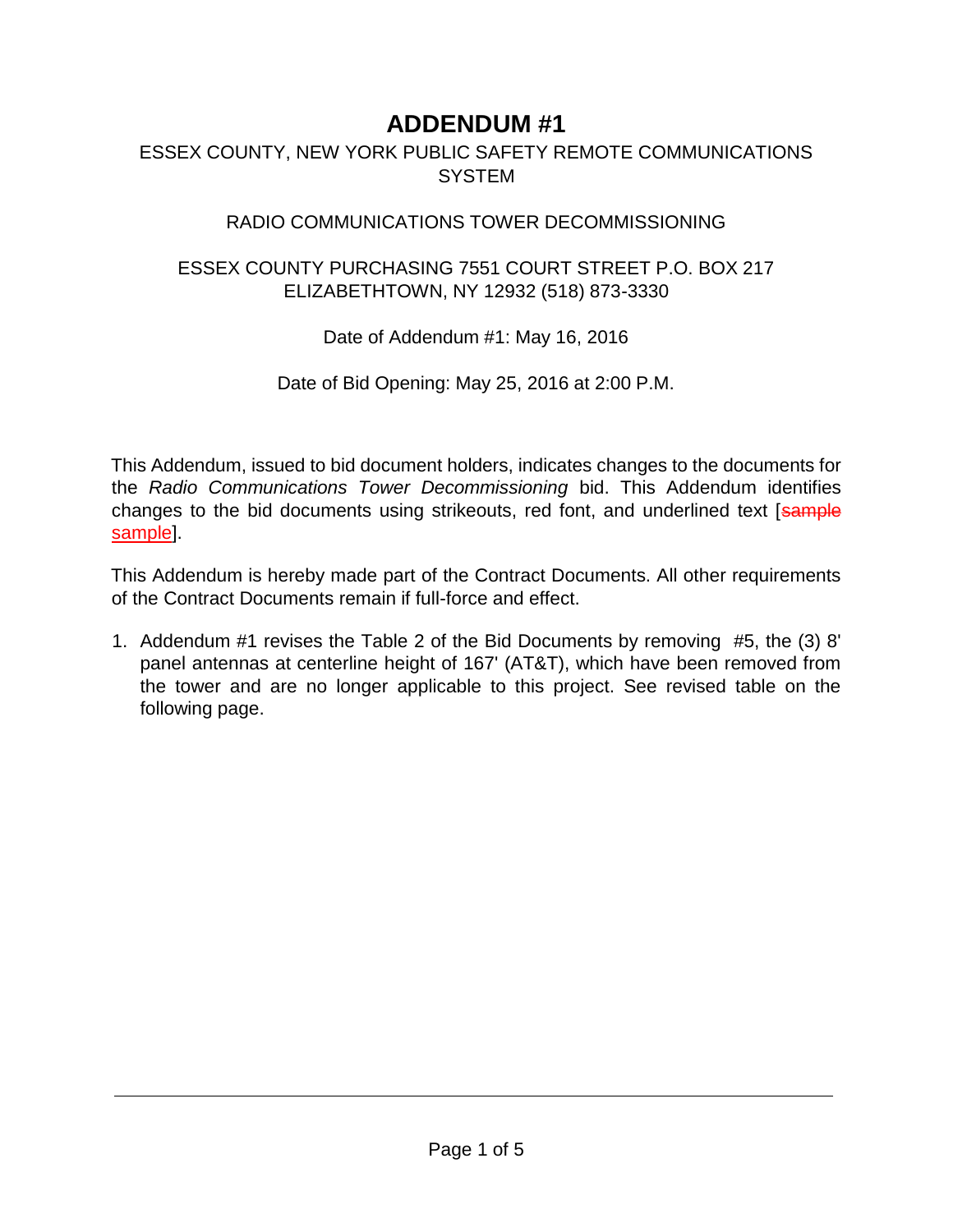# ADDENDUM #1

ESSEX COUNTY, NEW YORK PUBLIC SAFETY REMOTE COMMUNICATIONS SYSTEM

RADIO COMMUNICATIONS TOWER DECOMMISSIONING

ESSEX COUNTY PURCHASING 7551 COURT STREET P.O. BOX 217
ELIZABETHTOWN, NY 12932 (518) 873-3330

Date of Addendum #1: May 16, 2016

Date of Bid Opening: May 25, 2016 at 2:00 P.M.

This Addendum, issued to bid document holders, indicates changes to the documents for the *Radio Communications Tower Decommissioning* bid. This Addendum identifies changes to the bid documents using strikeouts, red font, and underlined text [~~sample~~ <u>sample</u>].

This Addendum is hereby made part of the Contract Documents. All other requirements of the Contract Documents remain if full-force and effect.

1. Addendum #1 revises the Table 2 of the Bid Documents by removing #5, the (3) 8' panel antennas at centerline height of 167' (AT&T), which have been removed from the tower and are no longer applicable to this project. See revised table on the following page.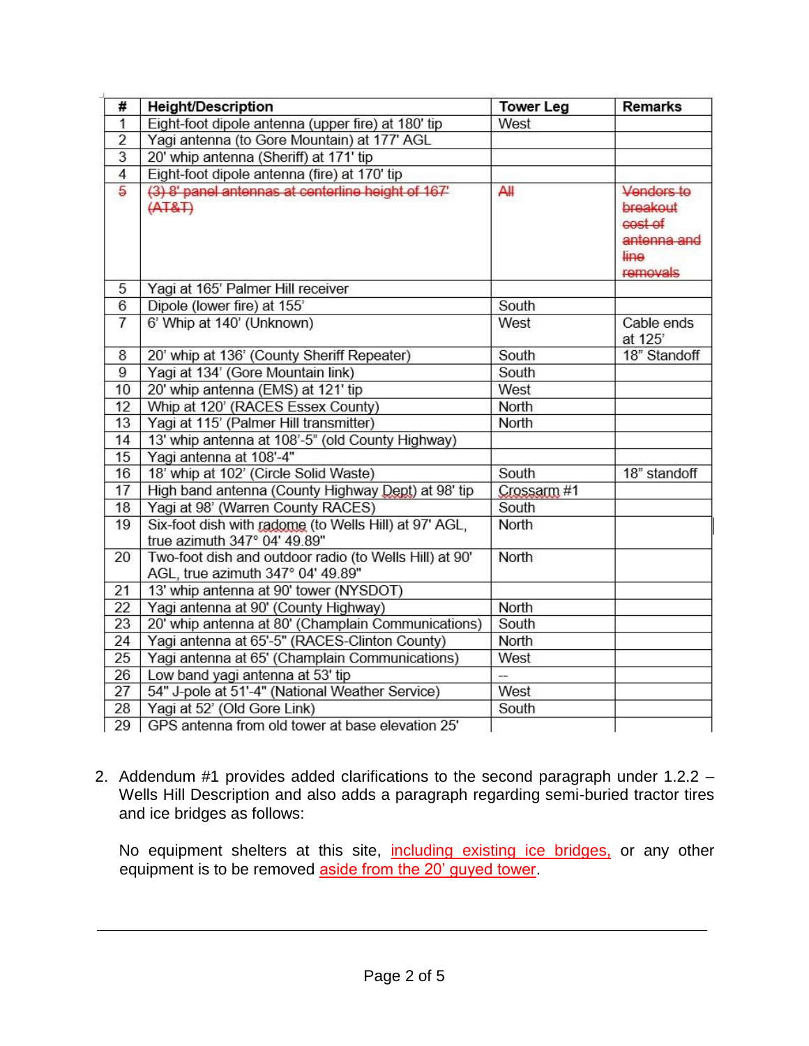| # | Height/Description | Tower Leg | Remarks |
|---|---|---|---|
| 1 | Eight-foot dipole antenna (upper fire) at 180' tip | West | |
| 2 | Yagi antenna (to Gore Mountain) at 177' AGL | | |
| 3 | 20' whip antenna (Sheriff) at 171' tip | | |
| 4 | Eight-foot dipole antenna (fire) at 170' tip | | |
| ~~5~~ | ~~(3) 8' panel antennas at centerline height of 167' (AT&T)~~ | ~~All~~ | ~~Vendors to breakout cost of antenna and line removals~~ |
| 5 | Yagi at 165' Palmer Hill receiver | | |
| 6 | Dipole (lower fire) at 155' | South | |
| 7 | 6' Whip at 140' (Unknown) | West | Cable ends at 125' |
| 8 | 20' whip at 136' (County Sheriff Repeater) | South | 18" Standoff |
| 9 | Yagi at 134' (Gore Mountain link) | South | |
| 10 | 20' whip antenna (EMS) at 121' tip | West | |
| 12 | Whip at 120' (RACES Essex County) | North | |
| 13 | Yagi at 115' (Palmer Hill transmitter) | North | |
| 14 | 13' whip antenna at 108'-5" (old County Highway) | | |
| 15 | Yagi antenna at 108'-4" | | |
| 16 | 18' whip at 102' (Circle Solid Waste) | South | 18" standoff |
| 17 | High band antenna (County Highway Dept) at 98' tip | Crossarm #1 | |
| 18 | Yagi at 98' (Warren County RACES) | South | |
| 19 | Six-foot dish with radome (to Wells Hill) at 97' AGL, true azimuth 347° 04' 49.89" | North | |
| 20 | Two-foot dish and outdoor radio (to Wells Hill) at 90' AGL, true azimuth 347° 04' 49.89" | North | |
| 21 | 13' whip antenna at 90' tower (NYSDOT) | | |
| 22 | Yagi antenna at 90' (County Highway) | North | |
| 23 | 20' whip antenna at 80' (Champlain Communications) | South | |
| 24 | Yagi antenna at 65'-5" (RACES-Clinton County) | North | |
| 25 | Yagi antenna at 65' (Champlain Communications) | West | |
| 26 | Low band yagi antenna at 53' tip | -- | |
| 27 | 54" J-pole at 51'-4" (National Weather Service) | West | |
| 28 | Yagi at 52' (Old Gore Link) | South | |
| 29 | GPS antenna from old tower at base elevation 25' | | |

2. Addendum #1 provides added clarifications to the second paragraph under 1.2.2 – Wells Hill Description and also adds a paragraph regarding semi-buried tractor tires and ice bridges as follows:

   No equipment shelters at this site, <u>including existing ice bridges,</u> or any other equipment is to be removed <u>aside from the 20' guyed tower</u>.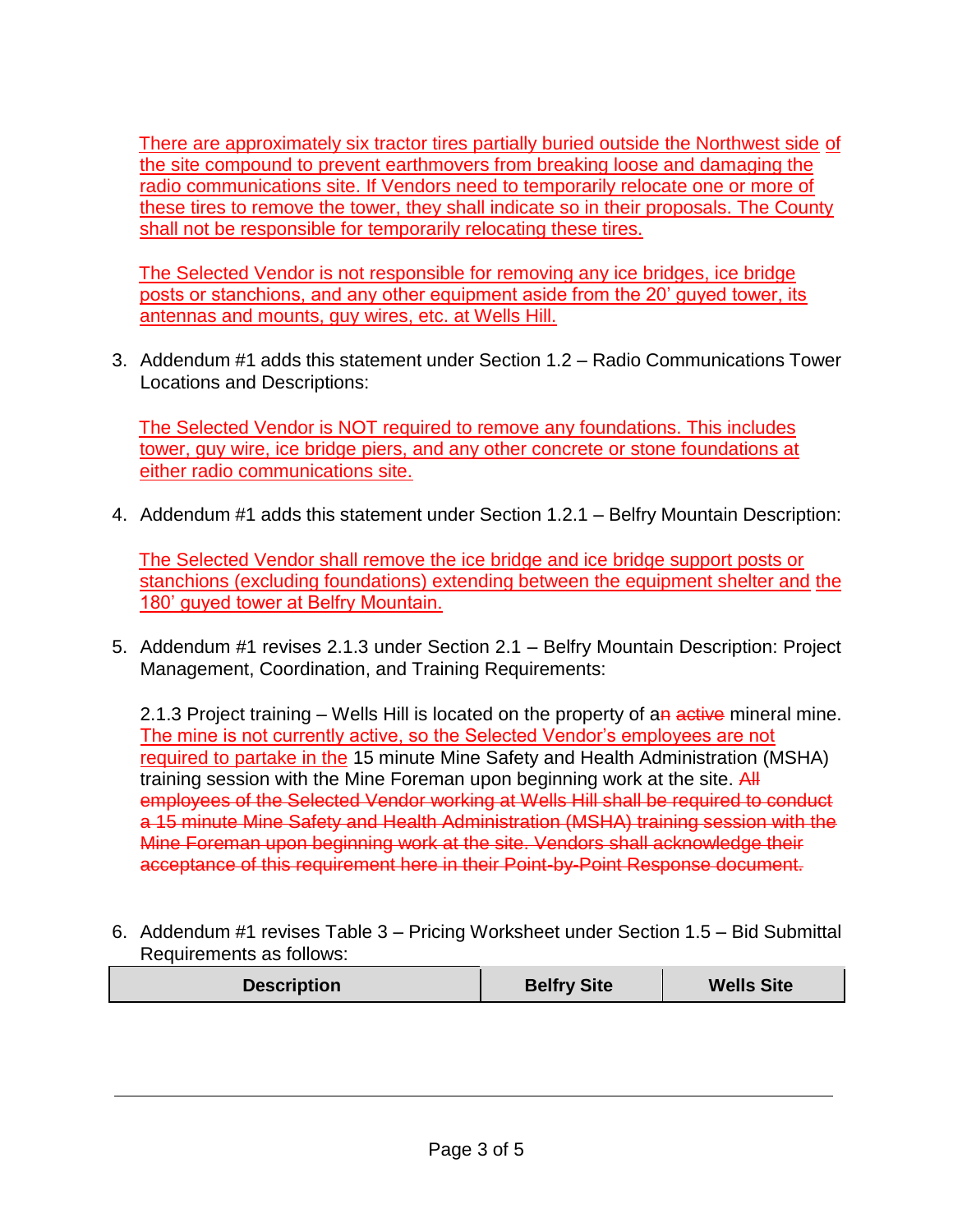There are approximately six tractor tires partially buried outside the Northwest side of the site compound to prevent earthmovers from breaking loose and damaging the radio communications site. If Vendors need to temporarily relocate one or more of these tires to remove the tower, they shall indicate so in their proposals. The County shall not be responsible for temporarily relocating these tires.

The Selected Vendor is not responsible for removing any ice bridges, ice bridge posts or stanchions, and any other equipment aside from the 20' guyed tower, its antennas and mounts, guy wires, etc. at Wells Hill.

3. Addendum #1 adds this statement under Section 1.2 – Radio Communications Tower Locations and Descriptions:

   The Selected Vendor is NOT required to remove any foundations. This includes tower, guy wire, ice bridge piers, and any other concrete or stone foundations at either radio communications site.

4. Addendum #1 adds this statement under Section 1.2.1 – Belfry Mountain Description:

   The Selected Vendor shall remove the ice bridge and ice bridge support posts or stanchions (excluding foundations) extending between the equipment shelter and the 180' guyed tower at Belfry Mountain.

5. Addendum #1 revises 2.1.3 under Section 2.1 – Belfry Mountain Description: Project Management, Coordination, and Training Requirements:

   2.1.3 Project training – Wells Hill is located on the property of a~~n~~ ~~active~~ mineral mine. The mine is not currently active, so the Selected Vendor's employees are not required to partake in the 15 minute Mine Safety and Health Administration (MSHA) training session with the Mine Foreman upon beginning work at the site. ~~All employees of the Selected Vendor working at Wells Hill shall be required to conduct a 15 minute Mine Safety and Health Administration (MSHA) training session with the Mine Foreman upon beginning work at the site. Vendors shall acknowledge their acceptance of this requirement here in their Point-by-Point Response document.~~

6. Addendum #1 revises Table 3 – Pricing Worksheet under Section 1.5 – Bid Submittal Requirements as follows:

| Description | Belfry Site | Wells Site |
|---|---|---|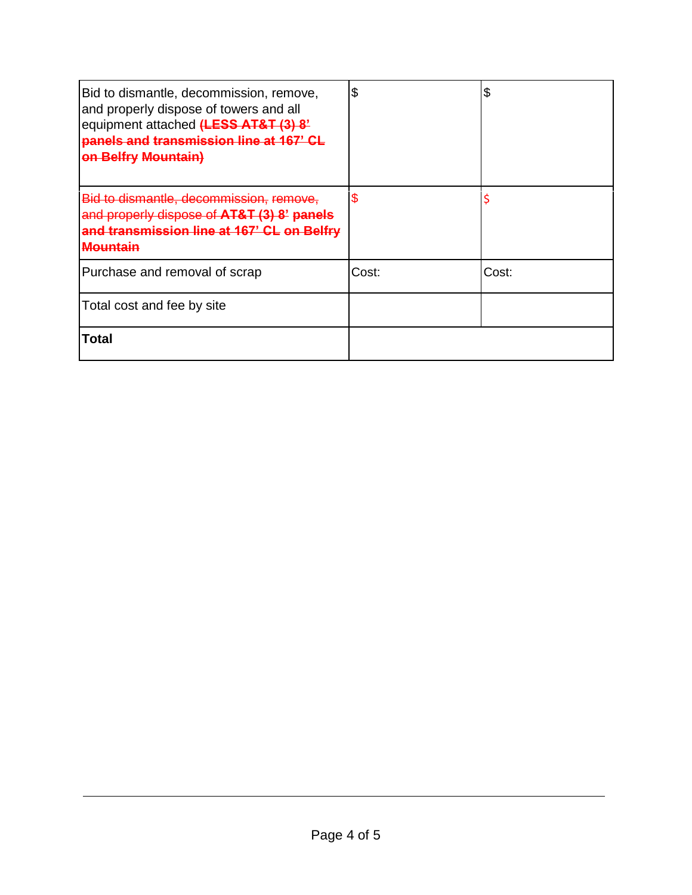| Bid to dismantle, decommission, remove, and properly dispose of towers and all equipment attached ~~**(LESS AT&T (3) 8' panels and transmission line at 167' CL on Belfry Mountain)**~~ | $ | $ |
|---|---|---|
| ~~Bid to dismantle, decommission, remove, and properly dispose of **AT&T (3) 8' panels and transmission line at 167' CL on Belfry Mountain**~~ | $ | $ |
| Purchase and removal of scrap | Cost: | Cost: |
| Total cost and fee by site | | |
| **Total** | | |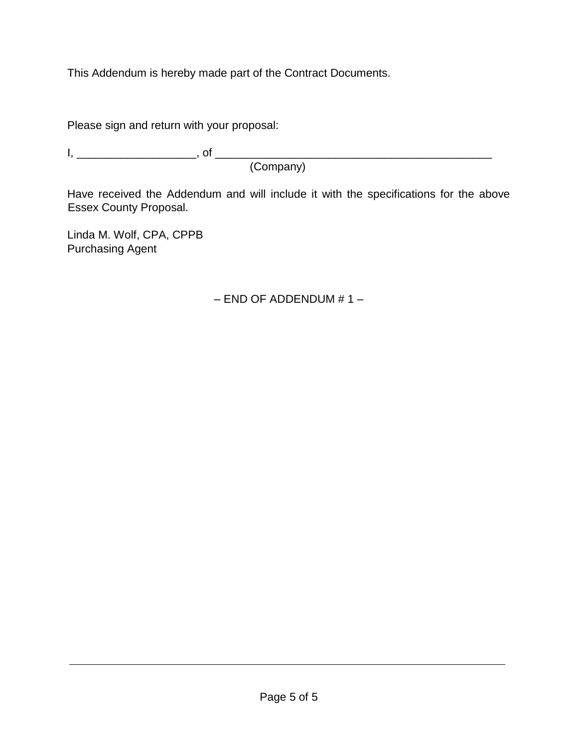This Addendum is hereby made part of the Contract Documents.

Please sign and return with your proposal:

I, ___________________, of ______________________________________________
(Company)

Have received the Addendum and will include it with the specifications for the above Essex County Proposal.

Linda M. Wolf, CPA, CPPB
Purchasing Agent

– END OF ADDENDUM # 1 –